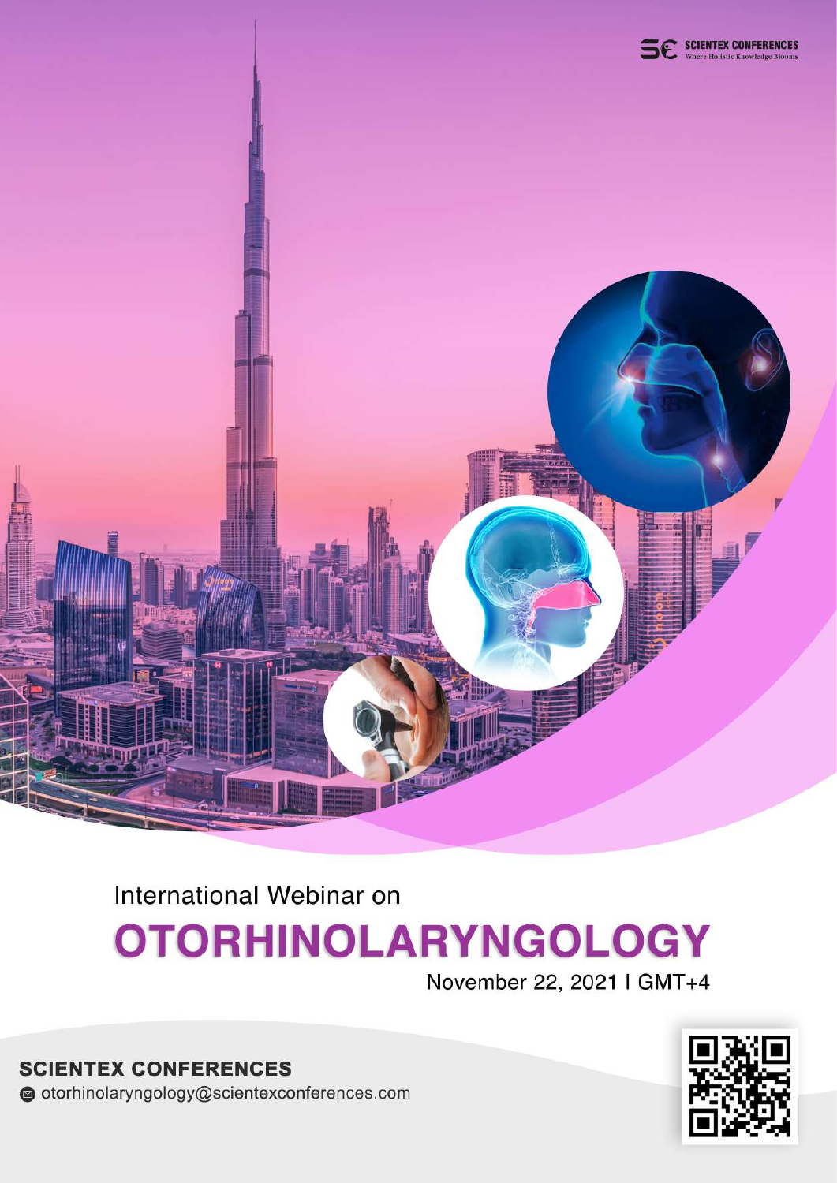SCIENTEX CONFERENCES
Where Holistic Knowledge Blooms

International Webinar on

# OTORHINOLARYNGOLOGY

November 22, 2021 | GMT+4

**SCIENTEX CONFERENCES**

otorhinolaryngology@scientexconferences.com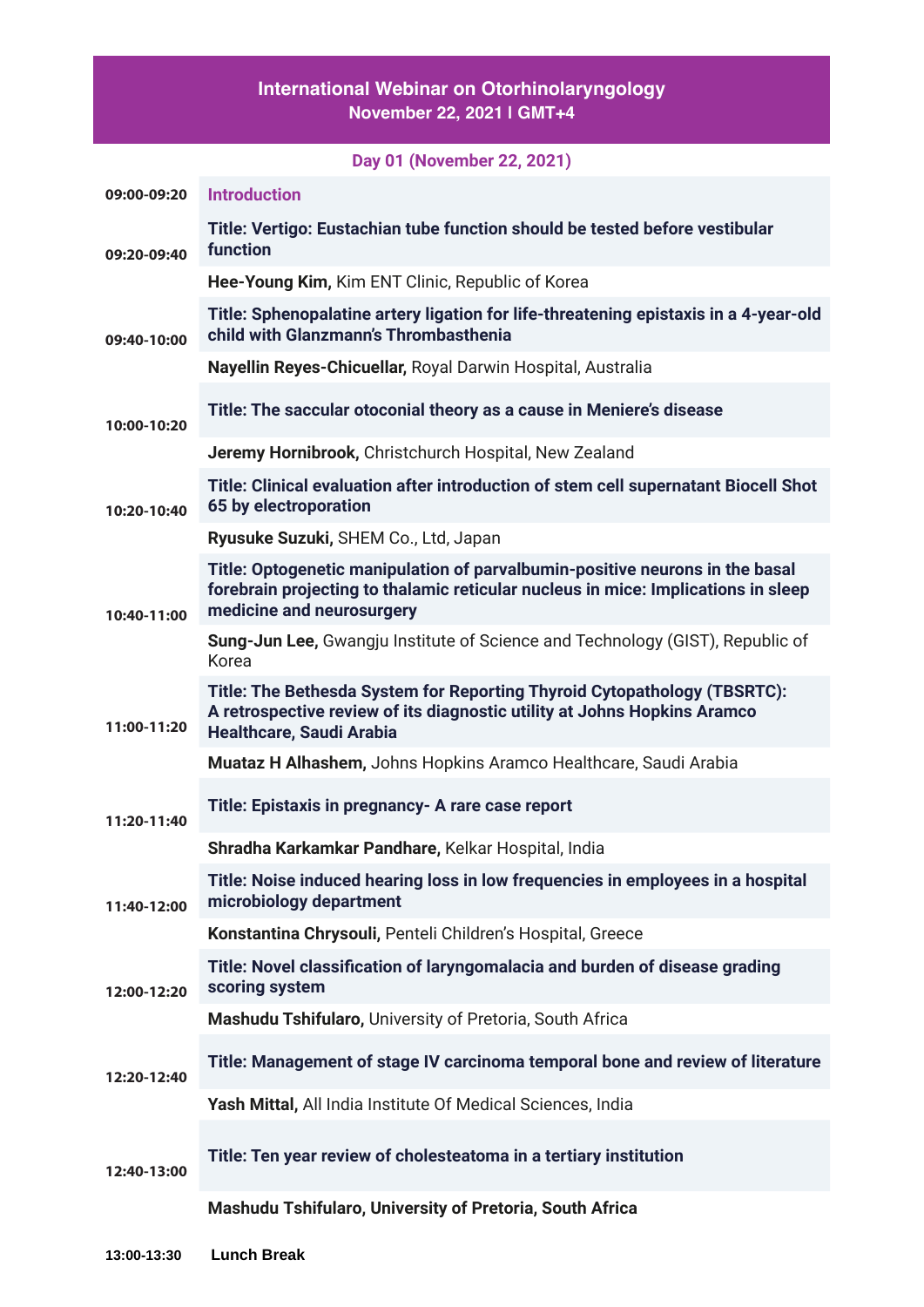# International Webinar on Otorhinolaryngology

**November 22, 2021 I GMT+4**

## Day 01 (November 22, 2021)

| Time | Session |
|---|---|
| 09:00-09:20 | **Introduction** |
| 09:20-09:40 | **Title: Vertigo: Eustachian tube function should be tested before vestibular function** |
| | **Hee-Young Kim,** Kim ENT Clinic, Republic of Korea |
| 09:40-10:00 | **Title: Sphenopalatine artery ligation for life-threatening epistaxis in a 4-year-old child with Glanzmann's Thrombasthenia** |
| | **Nayellin Reyes-Chicuellar,** Royal Darwin Hospital, Australia |
| 10:00-10:20 | **Title: The saccular otoconial theory as a cause in Meniere's disease** |
| | **Jeremy Hornibrook,** Christchurch Hospital, New Zealand |
| 10:20-10:40 | **Title: Clinical evaluation after introduction of stem cell supernatant Biocell Shot 65 by electroporation** |
| | **Ryusuke Suzuki,** SHEM Co., Ltd, Japan |
| 10:40-11:00 | **Title: Optogenetic manipulation of parvalbumin-positive neurons in the basal forebrain projecting to thalamic reticular nucleus in mice: Implications in sleep medicine and neurosurgery** |
| | **Sung-Jun Lee,** Gwangju Institute of Science and Technology (GIST), Republic of Korea |
| 11:00-11:20 | **Title: The Bethesda System for Reporting Thyroid Cytopathology (TBSRTC): A retrospective review of its diagnostic utility at Johns Hopkins Aramco Healthcare, Saudi Arabia** |
| | **Muataz H Alhashem,** Johns Hopkins Aramco Healthcare, Saudi Arabia |
| 11:20-11:40 | **Title: Epistaxis in pregnancy- A rare case report** |
| | **Shradha Karkamkar Pandhare,** Kelkar Hospital, India |
| 11:40-12:00 | **Title: Noise induced hearing loss in low frequencies in employees in a hospital microbiology department** |
| | **Konstantina Chrysouli,** Penteli Children's Hospital, Greece |
| 12:00-12:20 | **Title: Novel classification of laryngomalacia and burden of disease grading scoring system** |
| | **Mashudu Tshifularo,** University of Pretoria, South Africa |
| 12:20-12:40 | **Title: Management of stage IV carcinoma temporal bone and review of literature** |
| | **Yash Mittal,** All India Institute Of Medical Sciences, India |
| 12:40-13:00 | **Title: Ten year review of cholesteatoma in a tertiary institution** |
| | **Mashudu Tshifularo, University of Pretoria, South Africa** |
| 13:00-13:30 | **Lunch Break** |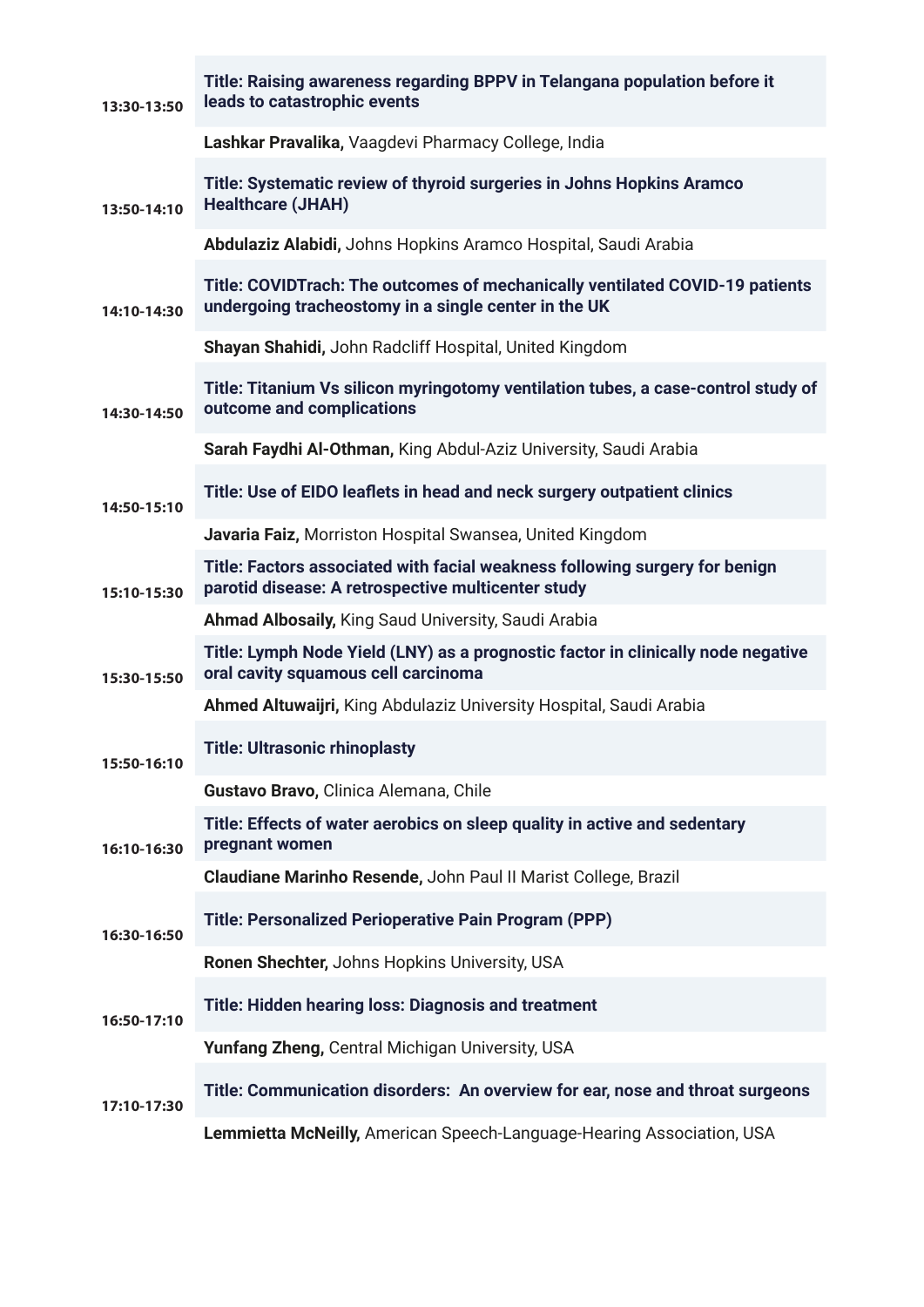**13:30-13:50**

**Title: Raising awareness regarding BPPV in Telangana population before it leads to catastrophic events**

**Lashkar Pravalika,** Vaagdevi Pharmacy College, India

**13:50-14:10**

**Title: Systematic review of thyroid surgeries in Johns Hopkins Aramco Healthcare (JHAH)**

**Abdulaziz Alabidi,** Johns Hopkins Aramco Hospital, Saudi Arabia

**14:10-14:30**

**Title: COVIDTrach: The outcomes of mechanically ventilated COVID-19 patients undergoing tracheostomy in a single center in the UK**

**Shayan Shahidi,** John Radcliff Hospital, United Kingdom

**14:30-14:50**

**Title: Titanium Vs silicon myringotomy ventilation tubes, a case-control study of outcome and complications**

**Sarah Faydhi Al-Othman,** King Abdul-Aziz University, Saudi Arabia

**14:50-15:10**

**Title: Use of EIDO leaflets in head and neck surgery outpatient clinics**

**Javaria Faiz,** Morriston Hospital Swansea, United Kingdom

**15:10-15:30**

**Title: Factors associated with facial weakness following surgery for benign parotid disease: A retrospective multicenter study**

**Ahmad Albosaily,** King Saud University, Saudi Arabia

**15:30-15:50**

**Title: Lymph Node Yield (LNY) as a prognostic factor in clinically node negative oral cavity squamous cell carcinoma**

**Ahmed Altuwaijri,** King Abdulaziz University Hospital, Saudi Arabia

**15:50-16:10**

**Title: Ultrasonic rhinoplasty**

**Gustavo Bravo,** Clinica Alemana, Chile

**16:10-16:30**

**Title: Effects of water aerobics on sleep quality in active and sedentary pregnant women**

**Claudiane Marinho Resende,** John Paul II Marist College, Brazil

**16:30-16:50**

**Title: Personalized Perioperative Pain Program (PPP)**

**Ronen Shechter,** Johns Hopkins University, USA

**16:50-17:10**

**Title: Hidden hearing loss: Diagnosis and treatment**

**Yunfang Zheng,** Central Michigan University, USA

**17:10-17:30**

**Title: Communication disorders: An overview for ear, nose and throat surgeons**

**Lemmietta McNeilly,** American Speech-Language-Hearing Association, USA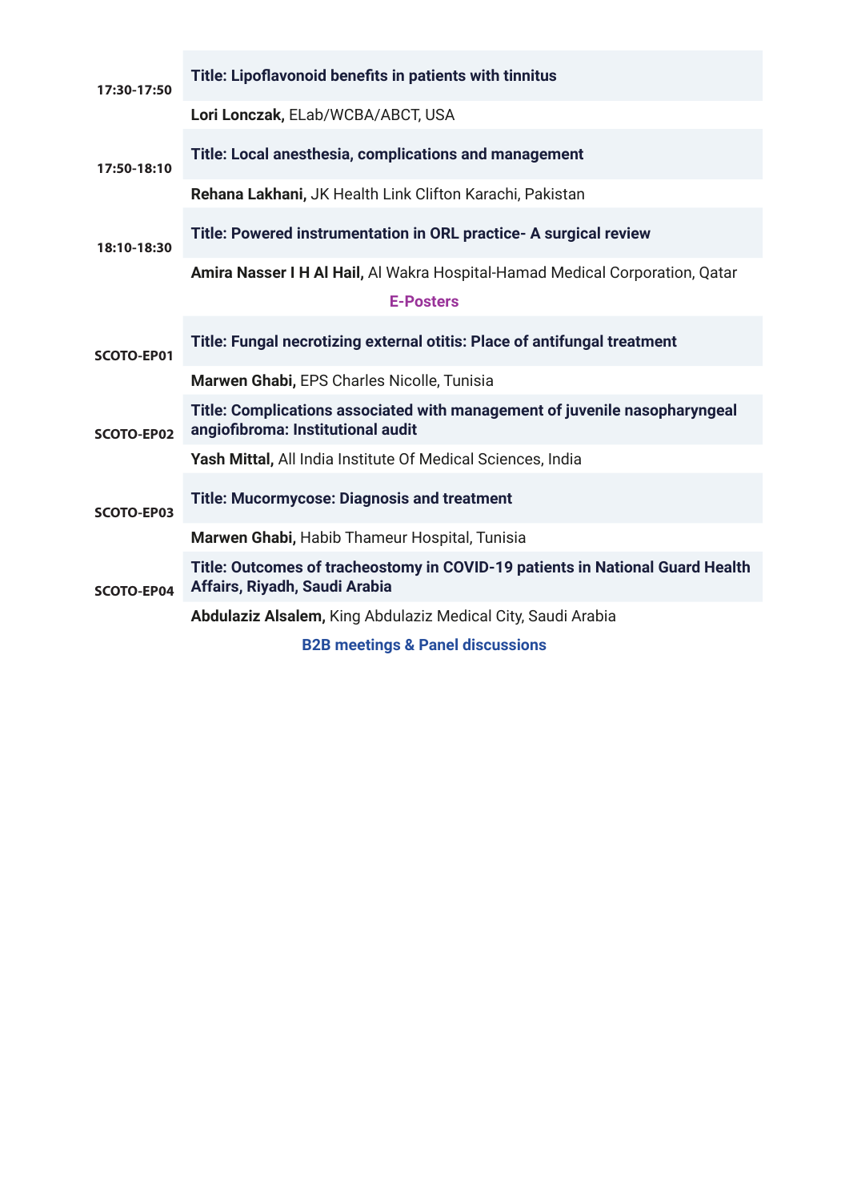| | |
|---|---|
| 17:30-17:50 | **Title: Lipoflavonoid benefits in patients with tinnitus** |
| | **Lori Lonczak,** ELab/WCBA/ABCT, USA |
| 17:50-18:10 | **Title: Local anesthesia, complications and management** |
| | **Rehana Lakhani,** JK Health Link Clifton Karachi, Pakistan |
| 18:10-18:30 | **Title: Powered instrumentation in ORL practice- A surgical review** |
| | **Amira Nasser I H Al Hail,** Al Wakra Hospital-Hamad Medical Corporation, Qatar |

**E-Posters**

| | |
|---|---|
| SCOTO-EP01 | **Title: Fungal necrotizing external otitis: Place of antifungal treatment** |
| | **Marwen Ghabi,** EPS Charles Nicolle, Tunisia |
| SCOTO-EP02 | **Title: Complications associated with management of juvenile nasopharyngeal angiofibroma: Institutional audit** |
| | **Yash Mittal,** All India Institute Of Medical Sciences, India |
| SCOTO-EP03 | **Title: Mucormycose: Diagnosis and treatment** |
| | **Marwen Ghabi,** Habib Thameur Hospital, Tunisia |
| SCOTO-EP04 | **Title: Outcomes of tracheostomy in COVID-19 patients in National Guard Health Affairs, Riyadh, Saudi Arabia** |
| | **Abdulaziz Alsalem,** King Abdulaziz Medical City, Saudi Arabia |

**B2B meetings & Panel discussions**